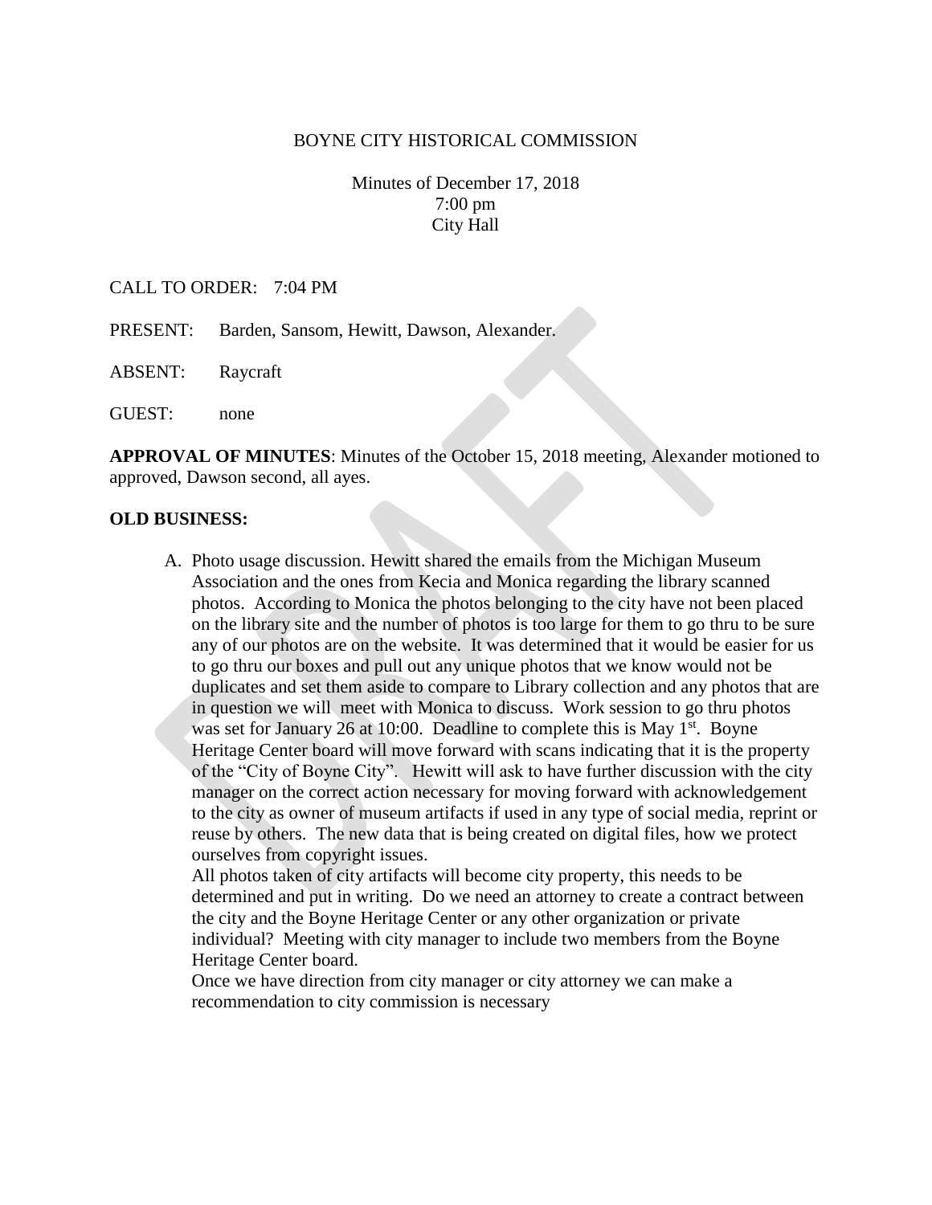BOYNE CITY HISTORICAL COMMISSION

Minutes of December 17, 2018
7:00 pm
City Hall

CALL TO ORDER: 7:04 PM

PRESENT: Barden, Sansom, Hewitt, Dawson, Alexander.

ABSENT: Raycraft

GUEST: none

**APPROVAL OF MINUTES**: Minutes of the October 15, 2018 meeting, Alexander motioned to approved, Dawson second, all ayes.

**OLD BUSINESS:**

A. Photo usage discussion. Hewitt shared the emails from the Michigan Museum Association and the ones from Kecia and Monica regarding the library scanned photos. According to Monica the photos belonging to the city have not been placed on the library site and the number of photos is too large for them to go thru to be sure any of our photos are on the website. It was determined that it would be easier for us to go thru our boxes and pull out any unique photos that we know would not be duplicates and set them aside to compare to Library collection and any photos that are in question we will meet with Monica to discuss. Work session to go thru photos was set for January 26 at 10:00. Deadline to complete this is May 1st. Boyne Heritage Center board will move forward with scans indicating that it is the property of the "City of Boyne City". Hewitt will ask to have further discussion with the city manager on the correct action necessary for moving forward with acknowledgement to the city as owner of museum artifacts if used in any type of social media, reprint or reuse by others. The new data that is being created on digital files, how we protect ourselves from copyright issues.

   All photos taken of city artifacts will become city property, this needs to be determined and put in writing. Do we need an attorney to create a contract between the city and the Boyne Heritage Center or any other organization or private individual? Meeting with city manager to include two members from the Boyne Heritage Center board.

   Once we have direction from city manager or city attorney we can make a recommendation to city commission is necessary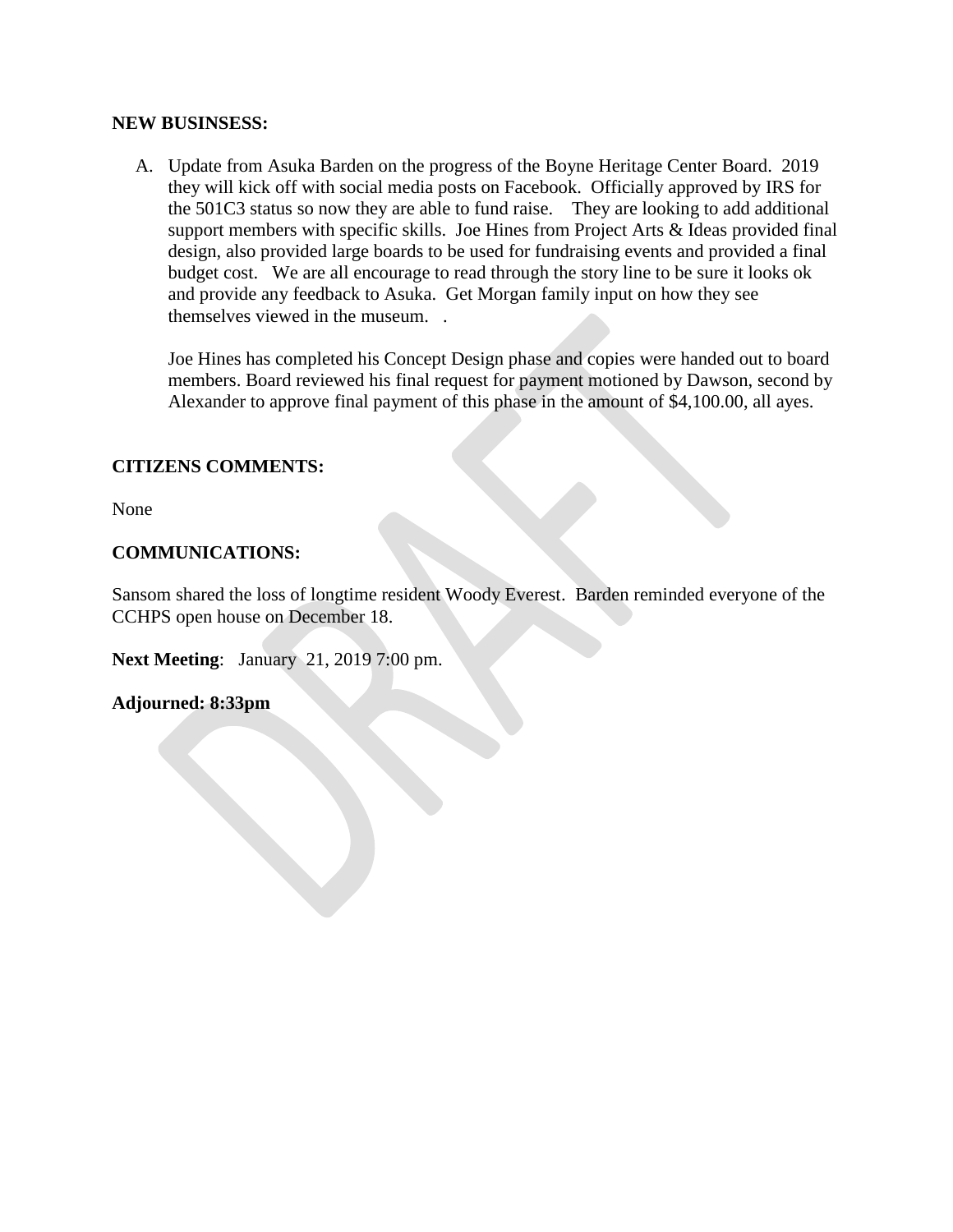**NEW BUSINSESS:**

A. Update from Asuka Barden on the progress of the Boyne Heritage Center Board. 2019 they will kick off with social media posts on Facebook. Officially approved by IRS for the 501C3 status so now they are able to fund raise. They are looking to add additional support members with specific skills. Joe Hines from Project Arts & Ideas provided final design, also provided large boards to be used for fundraising events and provided a final budget cost. We are all encourage to read through the story line to be sure it looks ok and provide any feedback to Asuka. Get Morgan family input on how they see themselves viewed in the museum. .

   Joe Hines has completed his Concept Design phase and copies were handed out to board members. Board reviewed his final request for payment motioned by Dawson, second by Alexander to approve final payment of this phase in the amount of $4,100.00, all ayes.

**CITIZENS COMMENTS:**

None

**COMMUNICATIONS:**

Sansom shared the loss of longtime resident Woody Everest. Barden reminded everyone of the CCHPS open house on December 18.

**Next Meeting**: January 21, 2019 7:00 pm.

**Adjourned: 8:33pm**